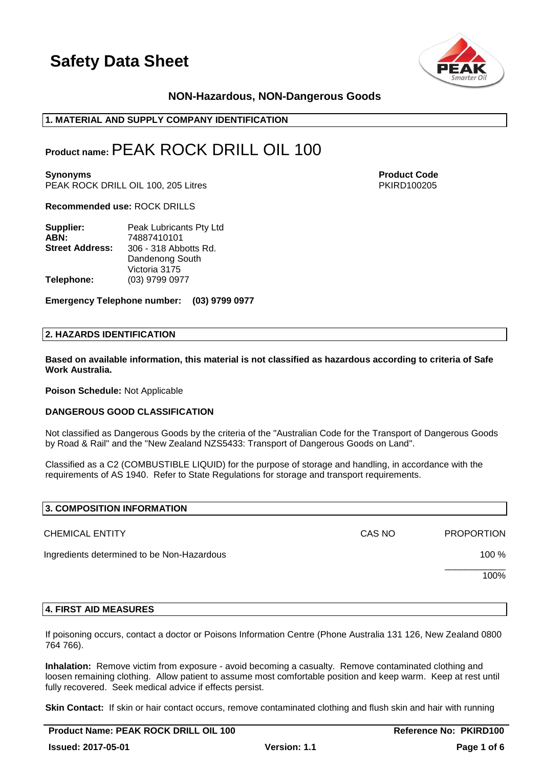# Safety Data Sheet

## NON-Hazardous, NON-Dangerous Goods

### 1. MATERIAL AND SUPPLY COMPANY IDENTIFICATION

**Product name:** PEAK ROCK DRILL OIL 100

**Synonyms**
PEAK ROCK DRILL OIL 100, 205 Litres

**Product Code**
PKIRD100205

**Recommended use:** ROCK DRILLS

| | |
|---|---|
| **Supplier:** | Peak Lubricants Pty Ltd |
| **ABN:** | 74887410101 |
| **Street Address:** | 306 - 318 Abbotts Rd.<br>Dandenong South<br>Victoria 3175 |
| **Telephone:** | (03) 9799 0977 |

**Emergency Telephone number: (03) 9799 0977**

### 2. HAZARDS IDENTIFICATION

**Based on available information, this material is not classified as hazardous according to criteria of Safe Work Australia.**

**Poison Schedule:** Not Applicable

**DANGEROUS GOOD CLASSIFICATION**

Not classified as Dangerous Goods by the criteria of the "Australian Code for the Transport of Dangerous Goods by Road & Rail" and the "New Zealand NZS5433: Transport of Dangerous Goods on Land".

Classified as a C2 (COMBUSTIBLE LIQUID) for the purpose of storage and handling, in accordance with the requirements of AS 1940. Refer to State Regulations for storage and transport requirements.

### 3. COMPOSITION INFORMATION

| CHEMICAL ENTITY | CAS NO | PROPORTION |
|---|---|---|
| Ingredients determined to be Non-Hazardous | | 100 % |
| | | 100% |

### 4. FIRST AID MEASURES

If poisoning occurs, contact a doctor or Poisons Information Centre (Phone Australia 131 126, New Zealand 0800 764 766).

**Inhalation:** Remove victim from exposure - avoid becoming a casualty. Remove contaminated clothing and loosen remaining clothing. Allow patient to assume most comfortable position and keep warm. Keep at rest until fully recovered. Seek medical advice if effects persist.

**Skin Contact:** If skin or hair contact occurs, remove contaminated clothing and flush skin and hair with running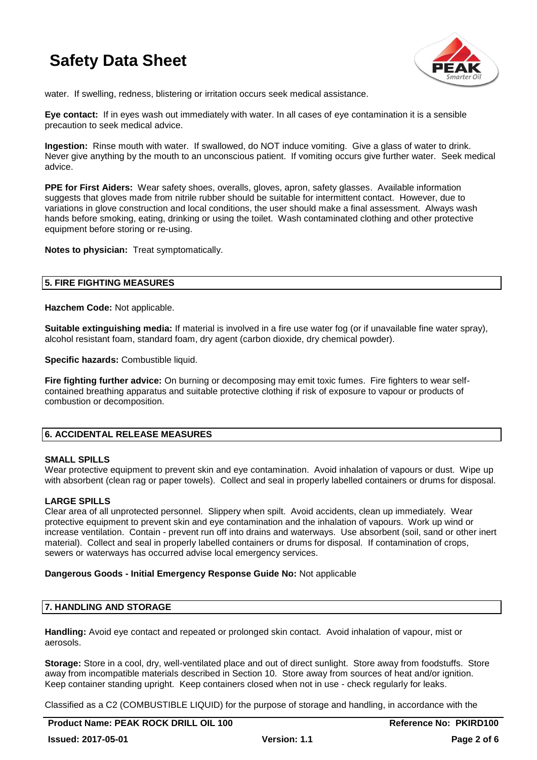water. If swelling, redness, blistering or irritation occurs seek medical assistance.

**Eye contact:** If in eyes wash out immediately with water. In all cases of eye contamination it is a sensible precaution to seek medical advice.

**Ingestion:** Rinse mouth with water. If swallowed, do NOT induce vomiting. Give a glass of water to drink. Never give anything by the mouth to an unconscious patient. If vomiting occurs give further water. Seek medical advice.

**PPE for First Aiders:** Wear safety shoes, overalls, gloves, apron, safety glasses. Available information suggests that gloves made from nitrile rubber should be suitable for intermittent contact. However, due to variations in glove construction and local conditions, the user should make a final assessment. Always wash hands before smoking, eating, drinking or using the toilet. Wash contaminated clothing and other protective equipment before storing or re-using.

**Notes to physician:** Treat symptomatically.

## 5. FIRE FIGHTING MEASURES

**Hazchem Code:** Not applicable.

**Suitable extinguishing media:** If material is involved in a fire use water fog (or if unavailable fine water spray), alcohol resistant foam, standard foam, dry agent (carbon dioxide, dry chemical powder).

**Specific hazards:** Combustible liquid.

**Fire fighting further advice:** On burning or decomposing may emit toxic fumes. Fire fighters to wear self-contained breathing apparatus and suitable protective clothing if risk of exposure to vapour or products of combustion or decomposition.

## 6. ACCIDENTAL RELEASE MEASURES

**SMALL SPILLS**

Wear protective equipment to prevent skin and eye contamination. Avoid inhalation of vapours or dust. Wipe up with absorbent (clean rag or paper towels). Collect and seal in properly labelled containers or drums for disposal.

**LARGE SPILLS**

Clear area of all unprotected personnel. Slippery when spilt. Avoid accidents, clean up immediately. Wear protective equipment to prevent skin and eye contamination and the inhalation of vapours. Work up wind or increase ventilation. Contain - prevent run off into drains and waterways. Use absorbent (soil, sand or other inert material). Collect and seal in properly labelled containers or drums for disposal. If contamination of crops, sewers or waterways has occurred advise local emergency services.

**Dangerous Goods - Initial Emergency Response Guide No:** Not applicable

## 7. HANDLING AND STORAGE

**Handling:** Avoid eye contact and repeated or prolonged skin contact. Avoid inhalation of vapour, mist or aerosols.

**Storage:** Store in a cool, dry, well-ventilated place and out of direct sunlight. Store away from foodstuffs. Store away from incompatible materials described in Section 10. Store away from sources of heat and/or ignition. Keep container standing upright. Keep containers closed when not in use - check regularly for leaks.

Classified as a C2 (COMBUSTIBLE LIQUID) for the purpose of storage and handling, in accordance with the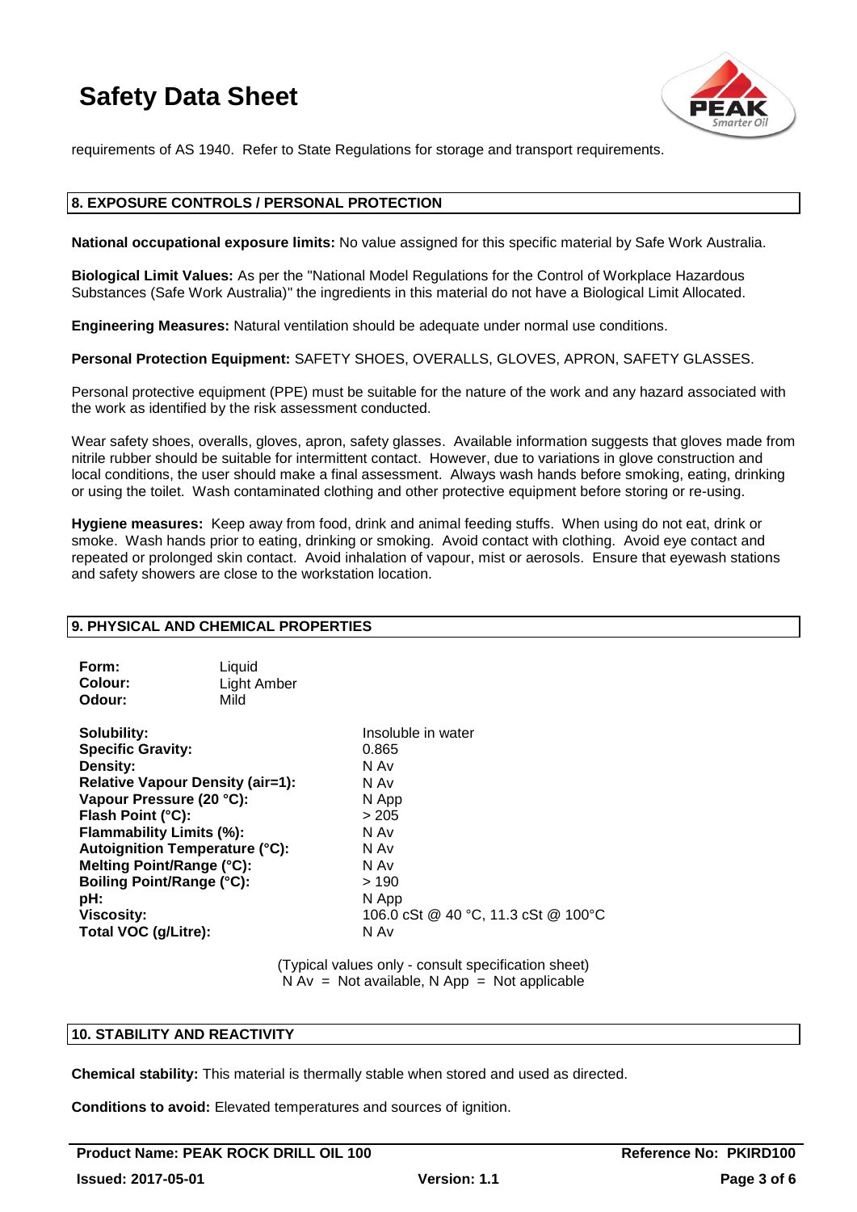requirements of AS 1940. Refer to State Regulations for storage and transport requirements.

## 8. EXPOSURE CONTROLS / PERSONAL PROTECTION

**National occupational exposure limits:** No value assigned for this specific material by Safe Work Australia.

**Biological Limit Values:** As per the "National Model Regulations for the Control of Workplace Hazardous Substances (Safe Work Australia)" the ingredients in this material do not have a Biological Limit Allocated.

**Engineering Measures:** Natural ventilation should be adequate under normal use conditions.

**Personal Protection Equipment:** SAFETY SHOES, OVERALLS, GLOVES, APRON, SAFETY GLASSES.

Personal protective equipment (PPE) must be suitable for the nature of the work and any hazard associated with the work as identified by the risk assessment conducted.

Wear safety shoes, overalls, gloves, apron, safety glasses. Available information suggests that gloves made from nitrile rubber should be suitable for intermittent contact. However, due to variations in glove construction and local conditions, the user should make a final assessment. Always wash hands before smoking, eating, drinking or using the toilet. Wash contaminated clothing and other protective equipment before storing or re-using.

**Hygiene measures:** Keep away from food, drink and animal feeding stuffs. When using do not eat, drink or smoke. Wash hands prior to eating, drinking or smoking. Avoid contact with clothing. Avoid eye contact and repeated or prolonged skin contact. Avoid inhalation of vapour, mist or aerosols. Ensure that eyewash stations and safety showers are close to the workstation location.

## 9. PHYSICAL AND CHEMICAL PROPERTIES

| | |
|---|---|
| **Form:** | Liquid |
| **Colour:** | Light Amber |
| **Odour:** | Mild |

| | |
|---|---|
| **Solubility:** | Insoluble in water |
| **Specific Gravity:** | 0.865 |
| **Density:** | N Av |
| **Relative Vapour Density (air=1):** | N Av |
| **Vapour Pressure (20 °C):** | N App |
| **Flash Point (°C):** | > 205 |
| **Flammability Limits (%):** | N Av |
| **Autoignition Temperature (°C):** | N Av |
| **Melting Point/Range (°C):** | N Av |
| **Boiling Point/Range (°C):** | > 190 |
| **pH:** | N App |
| **Viscosity:** | 106.0 cSt @ 40 °C, 11.3 cSt @ 100°C |
| **Total VOC (g/Litre):** | N Av |

(Typical values only - consult specification sheet)
N Av = Not available, N App = Not applicable

## 10. STABILITY AND REACTIVITY

**Chemical stability:** This material is thermally stable when stored and used as directed.

**Conditions to avoid:** Elevated temperatures and sources of ignition.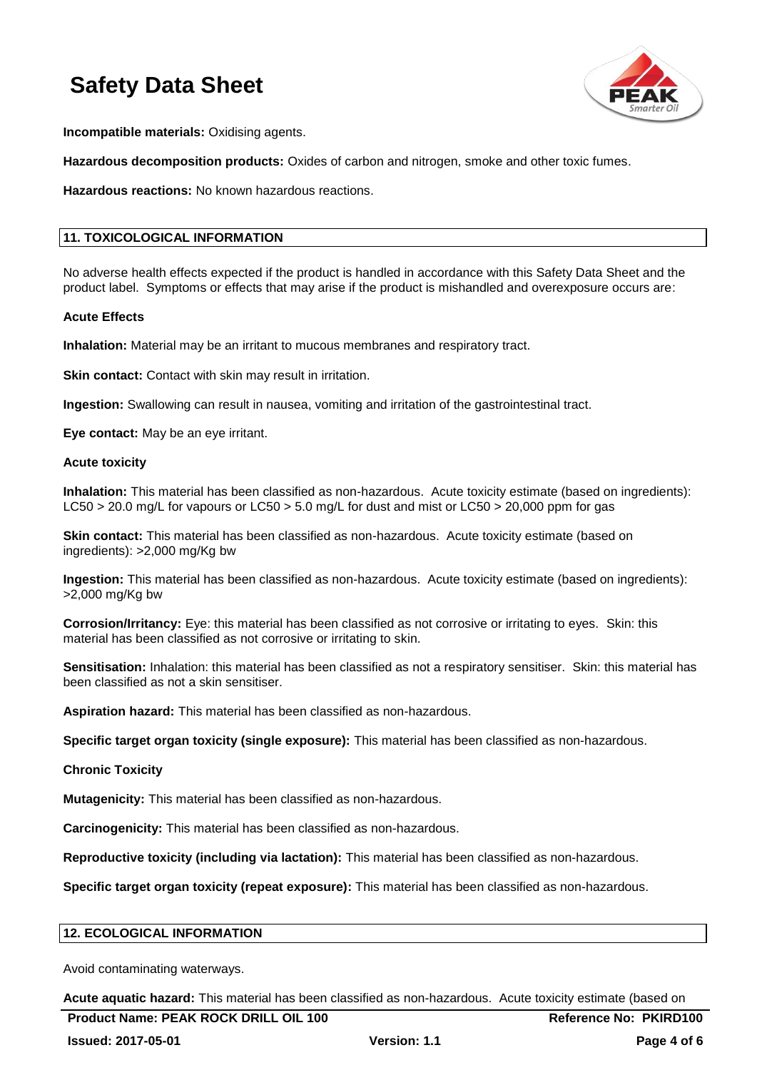**Incompatible materials:** Oxidising agents.

**Hazardous decomposition products:** Oxides of carbon and nitrogen, smoke and other toxic fumes.

**Hazardous reactions:** No known hazardous reactions.

## 11. TOXICOLOGICAL INFORMATION

No adverse health effects expected if the product is handled in accordance with this Safety Data Sheet and the product label. Symptoms or effects that may arise if the product is mishandled and overexposure occurs are:

### Acute Effects

**Inhalation:** Material may be an irritant to mucous membranes and respiratory tract.

**Skin contact:** Contact with skin may result in irritation.

**Ingestion:** Swallowing can result in nausea, vomiting and irritation of the gastrointestinal tract.

**Eye contact:** May be an eye irritant.

### Acute toxicity

**Inhalation:** This material has been classified as non-hazardous. Acute toxicity estimate (based on ingredients): LC50 > 20.0 mg/L for vapours or LC50 > 5.0 mg/L for dust and mist or LC50 > 20,000 ppm for gas

**Skin contact:** This material has been classified as non-hazardous. Acute toxicity estimate (based on ingredients): >2,000 mg/Kg bw

**Ingestion:** This material has been classified as non-hazardous. Acute toxicity estimate (based on ingredients): >2,000 mg/Kg bw

**Corrosion/Irritancy:** Eye: this material has been classified as not corrosive or irritating to eyes. Skin: this material has been classified as not corrosive or irritating to skin.

**Sensitisation:** Inhalation: this material has been classified as not a respiratory sensitiser. Skin: this material has been classified as not a skin sensitiser.

**Aspiration hazard:** This material has been classified as non-hazardous.

**Specific target organ toxicity (single exposure):** This material has been classified as non-hazardous.

### Chronic Toxicity

**Mutagenicity:** This material has been classified as non-hazardous.

**Carcinogenicity:** This material has been classified as non-hazardous.

**Reproductive toxicity (including via lactation):** This material has been classified as non-hazardous.

**Specific target organ toxicity (repeat exposure):** This material has been classified as non-hazardous.

## 12. ECOLOGICAL INFORMATION

Avoid contaminating waterways.

**Acute aquatic hazard:** This material has been classified as non-hazardous. Acute toxicity estimate (based on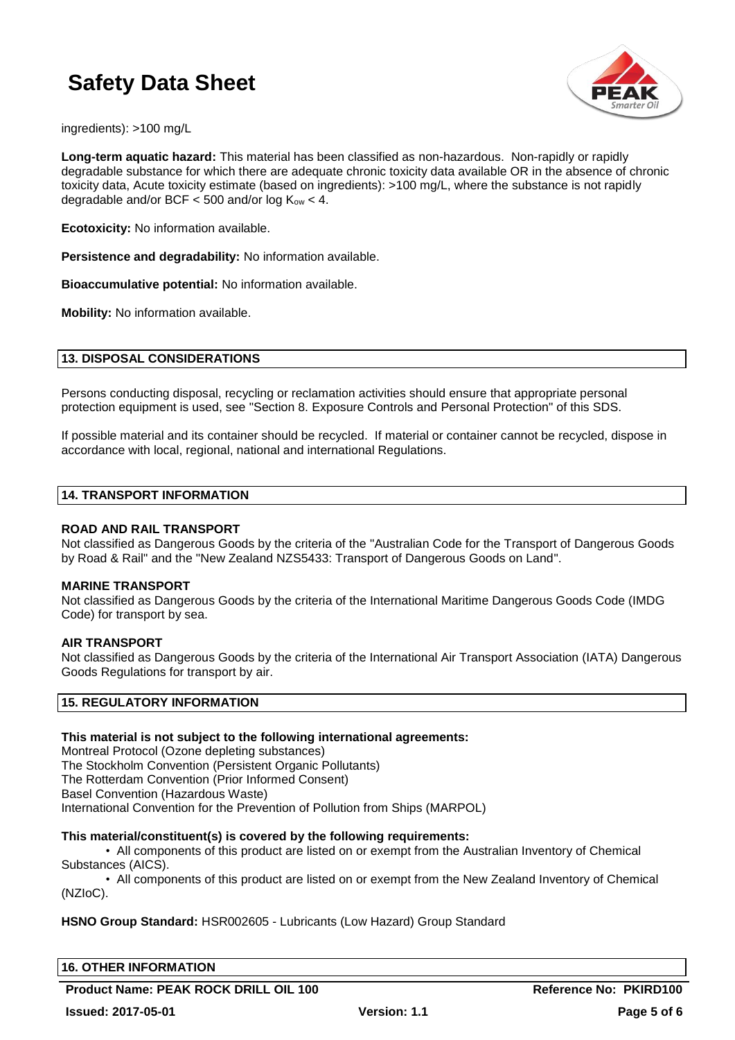ingredients): >100 mg/L

**Long-term aquatic hazard:** This material has been classified as non-hazardous. Non-rapidly or rapidly degradable substance for which there are adequate chronic toxicity data available OR in the absence of chronic toxicity data, Acute toxicity estimate (based on ingredients): >100 mg/L, where the substance is not rapidly degradable and/or BCF < 500 and/or log $K_{ow}$ < 4.

**Ecotoxicity:** No information available.

**Persistence and degradability:** No information available.

**Bioaccumulative potential:** No information available.

**Mobility:** No information available.

## 13. DISPOSAL CONSIDERATIONS

Persons conducting disposal, recycling or reclamation activities should ensure that appropriate personal protection equipment is used, see "Section 8. Exposure Controls and Personal Protection" of this SDS.

If possible material and its container should be recycled. If material or container cannot be recycled, dispose in accordance with local, regional, national and international Regulations.

## 14. TRANSPORT INFORMATION

**ROAD AND RAIL TRANSPORT**
Not classified as Dangerous Goods by the criteria of the "Australian Code for the Transport of Dangerous Goods by Road & Rail" and the "New Zealand NZS5433: Transport of Dangerous Goods on Land".

**MARINE TRANSPORT**
Not classified as Dangerous Goods by the criteria of the International Maritime Dangerous Goods Code (IMDG Code) for transport by sea.

**AIR TRANSPORT**
Not classified as Dangerous Goods by the criteria of the International Air Transport Association (IATA) Dangerous Goods Regulations for transport by air.

## 15. REGULATORY INFORMATION

**This material is not subject to the following international agreements:**
Montreal Protocol (Ozone depleting substances)
The Stockholm Convention (Persistent Organic Pollutants)
The Rotterdam Convention (Prior Informed Consent)
Basel Convention (Hazardous Waste)
International Convention for the Prevention of Pollution from Ships (MARPOL)

**This material/constituent(s) is covered by the following requirements:**

- All components of this product are listed on or exempt from the Australian Inventory of Chemical Substances (AICS).
- All components of this product are listed on or exempt from the New Zealand Inventory of Chemical (NZIoC).

**HSNO Group Standard:** HSR002605 - Lubricants (Low Hazard) Group Standard

## 16. OTHER INFORMATION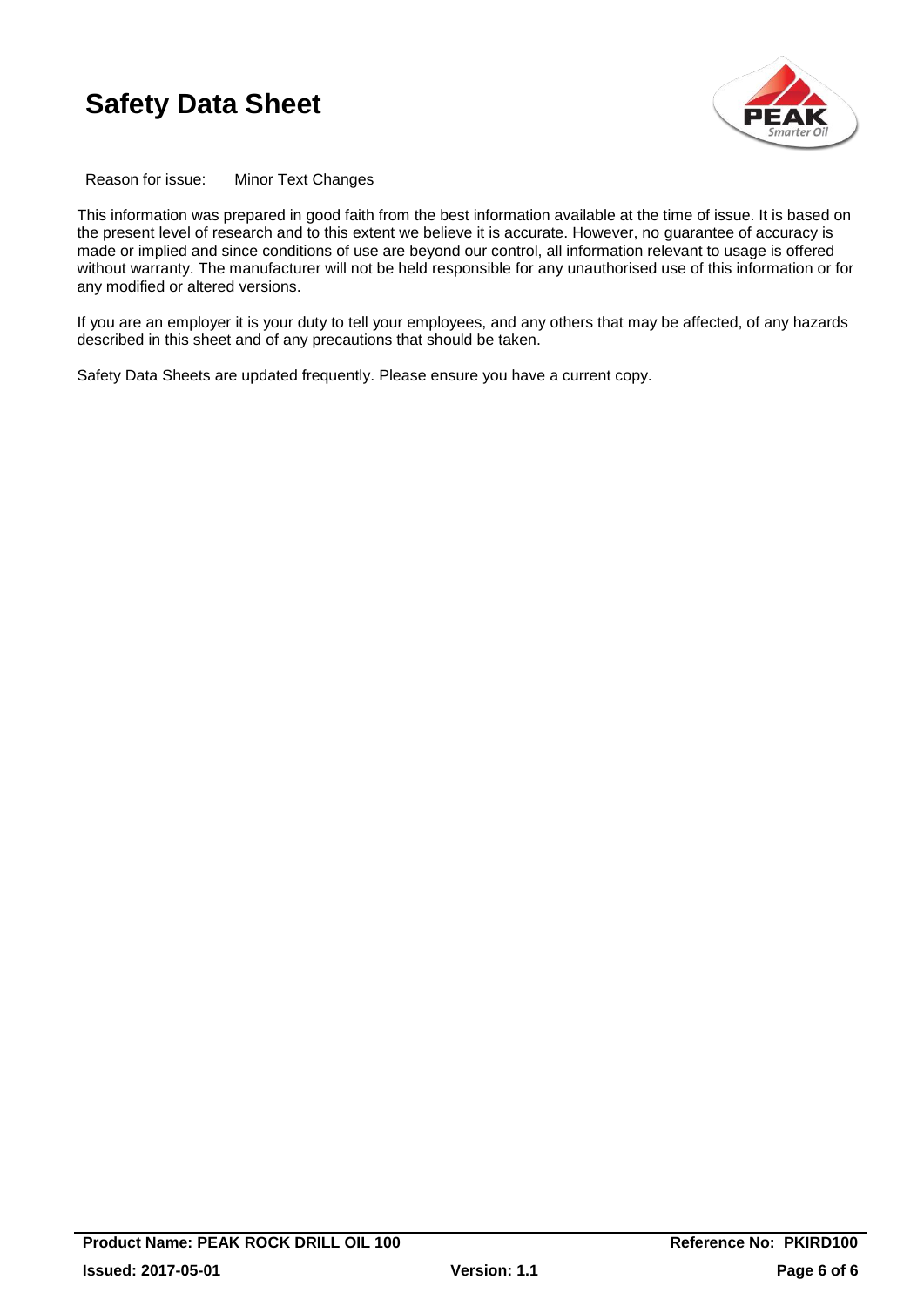Reason for issue: Minor Text Changes

This information was prepared in good faith from the best information available at the time of issue. It is based on the present level of research and to this extent we believe it is accurate. However, no guarantee of accuracy is made or implied and since conditions of use are beyond our control, all information relevant to usage is offered without warranty. The manufacturer will not be held responsible for any unauthorised use of this information or for any modified or altered versions.

If you are an employer it is your duty to tell your employees, and any others that may be affected, of any hazards described in this sheet and of any precautions that should be taken.

Safety Data Sheets are updated frequently. Please ensure you have a current copy.